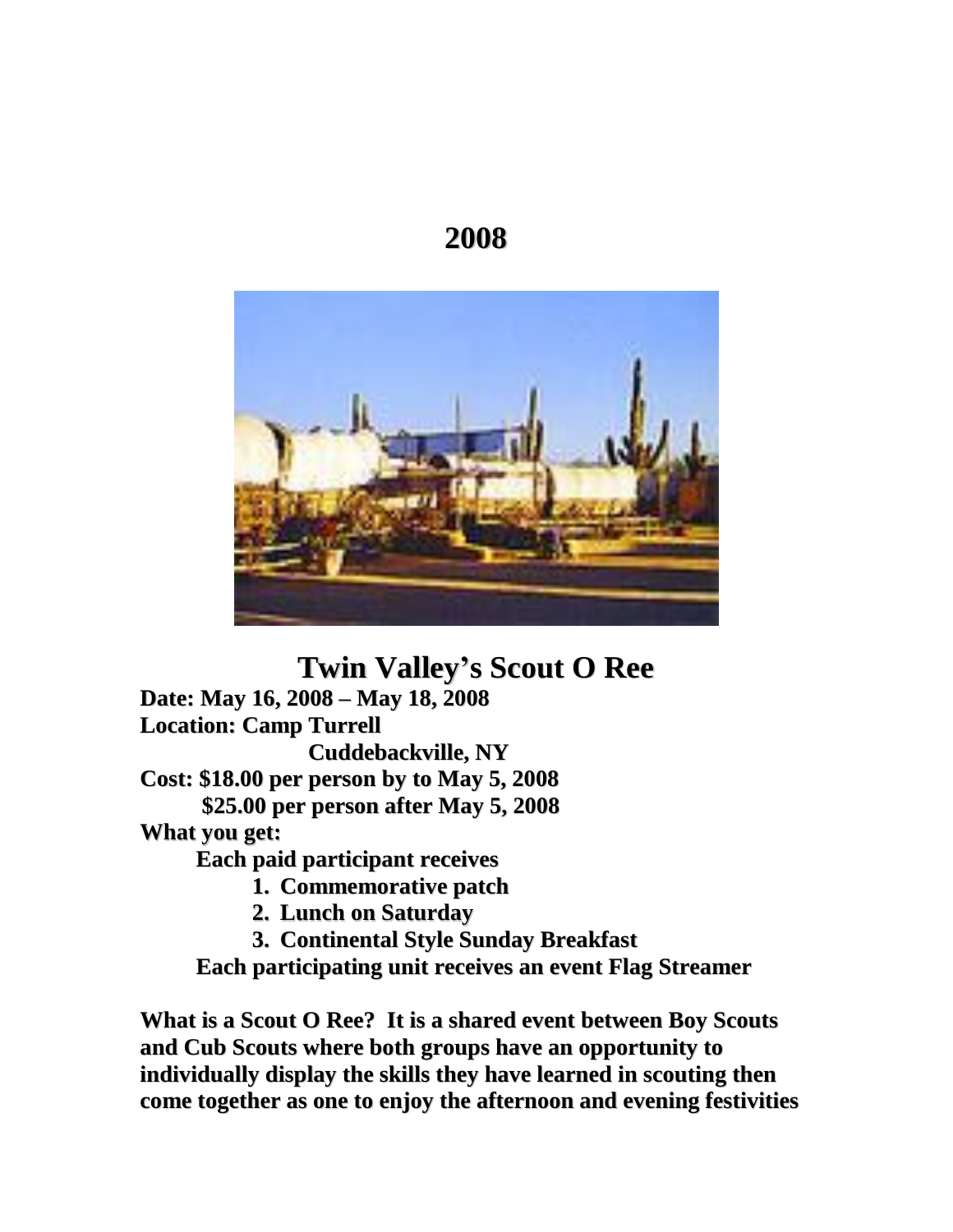# 2008

# Twin Valley's Scout O Ree

**Date: May 16, 2008 – May 18, 2008**

**Location: Camp Turrell**
**Cuddebackville, NY**

**Cost: $18.00 per person by to May 5, 2008**
**$25.00 per person after May 5, 2008**

**What you get:**

**Each paid participant receives**

1. **Commemorative patch**
2. **Lunch on Saturday**
3. **Continental Style Sunday Breakfast**

**Each participating unit receives an event Flag Streamer**

**What is a Scout O Ree? It is a shared event between Boy Scouts and Cub Scouts where both groups have an opportunity to individually display the skills they have learned in scouting then come together as one to enjoy the afternoon and evening festivities**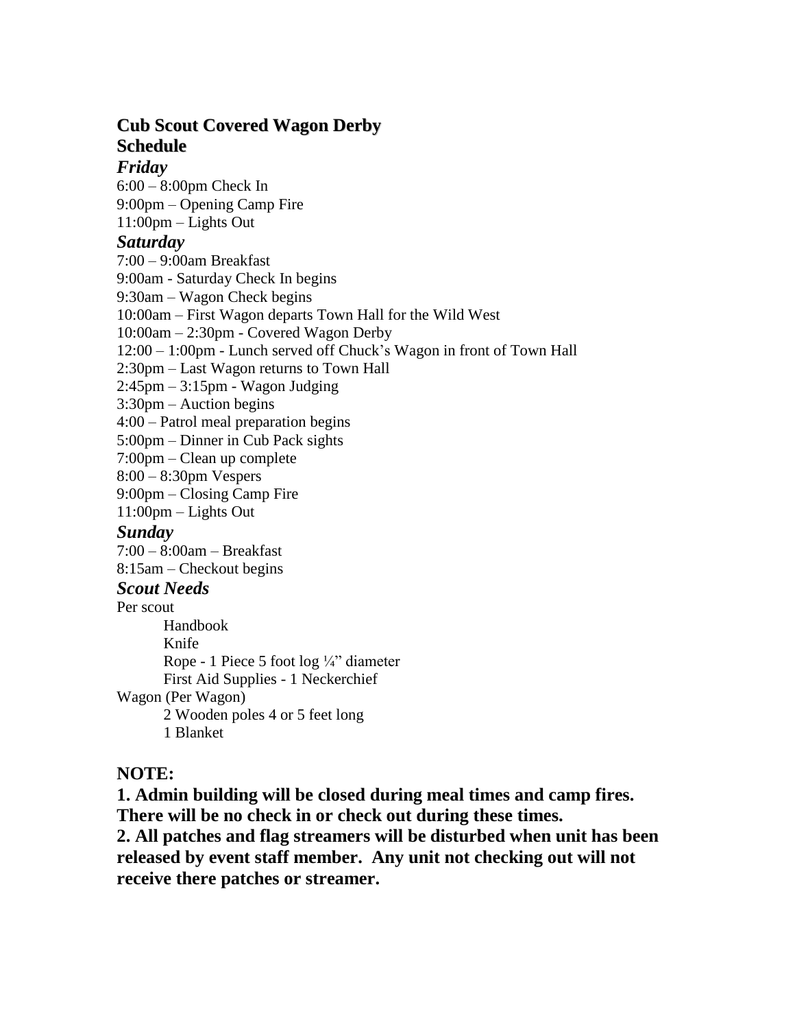## Cub Scout Covered Wagon Derby
## Schedule

### *Friday*

6:00 – 8:00pm Check In
9:00pm – Opening Camp Fire
11:00pm – Lights Out

### *Saturday*

7:00 – 9:00am Breakfast
9:00am - Saturday Check In begins
9:30am – Wagon Check begins
10:00am – First Wagon departs Town Hall for the Wild West
10:00am – 2:30pm - Covered Wagon Derby
12:00 – 1:00pm - Lunch served off Chuck's Wagon in front of Town Hall
2:30pm – Last Wagon returns to Town Hall
2:45pm – 3:15pm - Wagon Judging
3:30pm – Auction begins
4:00 – Patrol meal preparation begins
5:00pm – Dinner in Cub Pack sights
7:00pm – Clean up complete
8:00 – 8:30pm Vespers
9:00pm – Closing Camp Fire
11:00pm – Lights Out

### *Sunday*

7:00 – 8:00am – Breakfast
8:15am – Checkout begins

### *Scout Needs*

Per scout

- Handbook
- Knife
- Rope - 1 Piece 5 foot log ¼" diameter
- First Aid Supplies - 1 Neckerchief

Wagon (Per Wagon)

- 2 Wooden poles 4 or 5 feet long
- 1 Blanket

**NOTE:**

**1. Admin building will be closed during meal times and camp fires. There will be no check in or check out during these times.**
**2. All patches and flag streamers will be disturbed when unit has been released by event staff member. Any unit not checking out will not receive there patches or streamer.**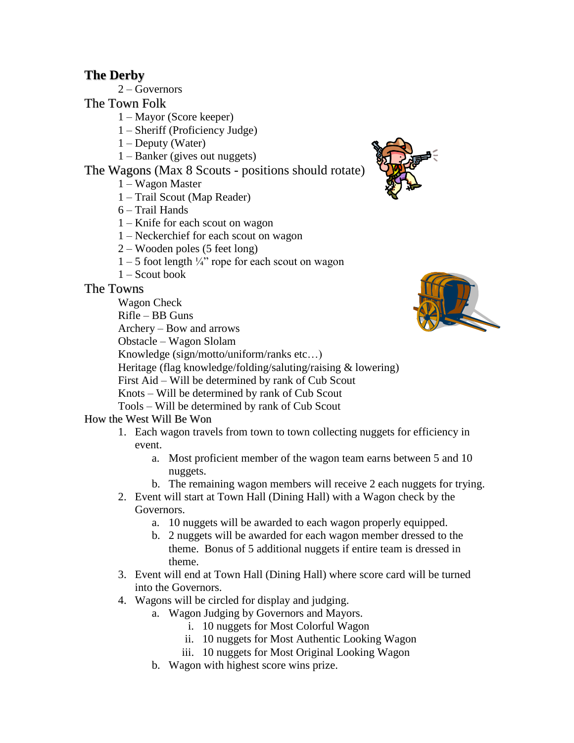## The Derby

2 – Governors

## The Town Folk

1 – Mayor (Score keeper)
1 – Sheriff (Proficiency Judge)
1 – Deputy (Water)
1 – Banker (gives out nuggets)

## The Wagons (Max 8 Scouts - positions should rotate)

1 – Wagon Master
1 – Trail Scout (Map Reader)
6 – Trail Hands
1 – Knife for each scout on wagon
1 – Neckerchief for each scout on wagon
2 – Wooden poles (5 feet long)
1 – 5 foot length ¼" rope for each scout on wagon
1 – Scout book

## The Towns

Wagon Check
Rifle – BB Guns
Archery – Bow and arrows
Obstacle – Wagon Slolam
Knowledge (sign/motto/uniform/ranks etc…)
Heritage (flag knowledge/folding/saluting/raising & lowering)
First Aid – Will be determined by rank of Cub Scout
Knots – Will be determined by rank of Cub Scout
Tools – Will be determined by rank of Cub Scout

## How the West Will Be Won

1. Each wagon travels from town to town collecting nuggets for efficiency in event.
   a. Most proficient member of the wagon team earns between 5 and 10 nuggets.
   b. The remaining wagon members will receive 2 each nuggets for trying.
2. Event will start at Town Hall (Dining Hall) with a Wagon check by the Governors.
   a. 10 nuggets will be awarded to each wagon properly equipped.
   b. 2 nuggets will be awarded for each wagon member dressed to the theme. Bonus of 5 additional nuggets if entire team is dressed in theme.
3. Event will end at Town Hall (Dining Hall) where score card will be turned into the Governors.
4. Wagons will be circled for display and judging.
   a. Wagon Judging by Governors and Mayors.
      i. 10 nuggets for Most Colorful Wagon
      ii. 10 nuggets for Most Authentic Looking Wagon
      iii. 10 nuggets for Most Original Looking Wagon
   b. Wagon with highest score wins prize.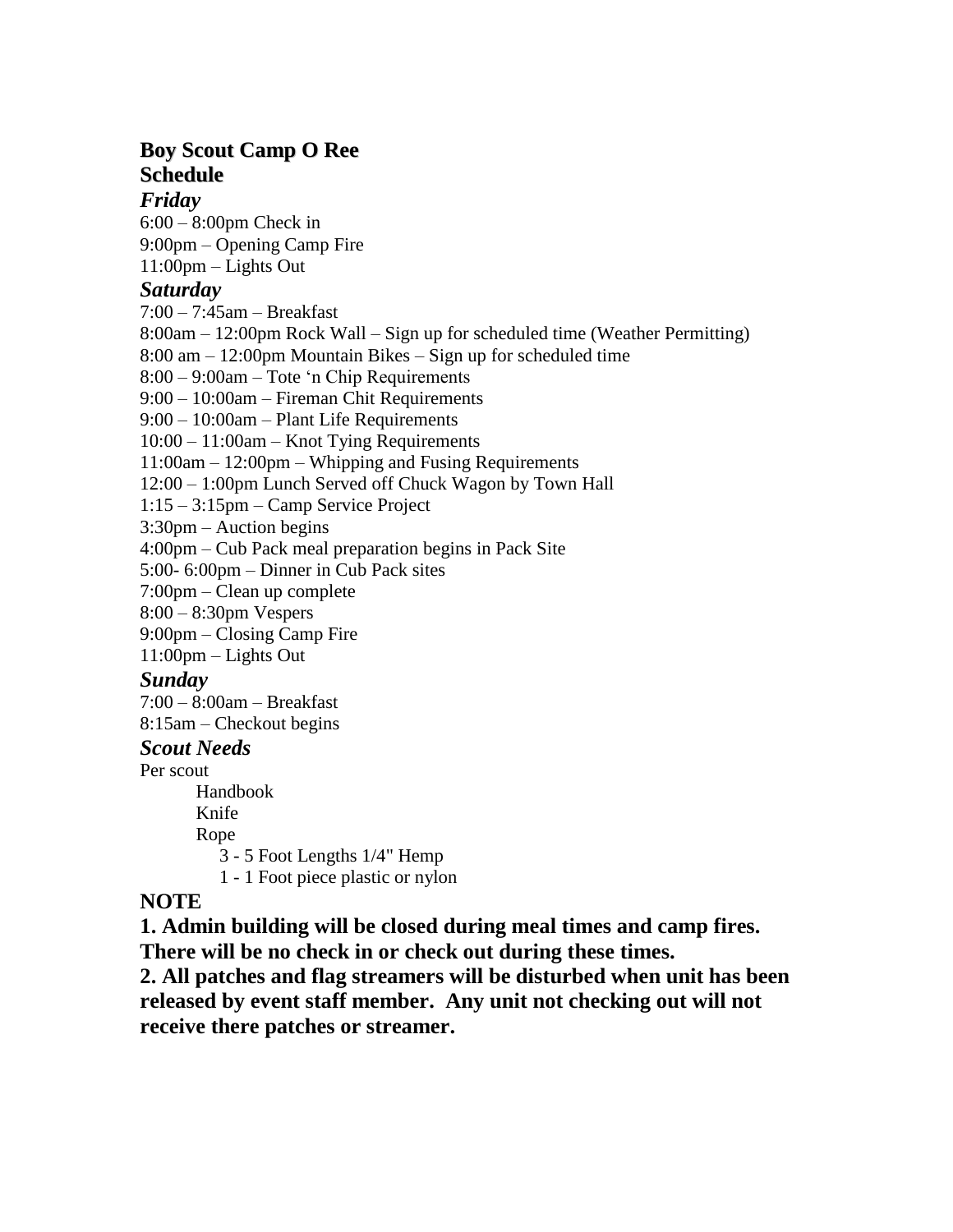# Boy Scout Camp O Ree

## Schedule

### *Friday*

6:00 – 8:00pm Check in
9:00pm – Opening Camp Fire
11:00pm – Lights Out

### *Saturday*

7:00 – 7:45am – Breakfast
8:00am – 12:00pm Rock Wall – Sign up for scheduled time (Weather Permitting)
8:00 am – 12:00pm Mountain Bikes – Sign up for scheduled time
8:00 – 9:00am – Tote 'n Chip Requirements
9:00 – 10:00am – Fireman Chit Requirements
9:00 – 10:00am – Plant Life Requirements
10:00 – 11:00am – Knot Tying Requirements
11:00am – 12:00pm – Whipping and Fusing Requirements
12:00 – 1:00pm Lunch Served off Chuck Wagon by Town Hall
1:15 – 3:15pm – Camp Service Project
3:30pm – Auction begins
4:00pm – Cub Pack meal preparation begins in Pack Site
5:00- 6:00pm – Dinner in Cub Pack sites
7:00pm – Clean up complete
8:00 – 8:30pm Vespers
9:00pm – Closing Camp Fire
11:00pm – Lights Out

### *Sunday*

7:00 – 8:00am – Breakfast
8:15am – Checkout begins

### *Scout Needs*

Per scout

- Handbook
- Knife
- Rope
  - 3 - 5 Foot Lengths 1/4" Hemp
  - 1 - 1 Foot piece plastic or nylon

**NOTE**

**1. Admin building will be closed during meal times and camp fires. There will be no check in or check out during these times.**

**2. All patches and flag streamers will be disturbed when unit has been released by event staff member. Any unit not checking out will not receive there patches or streamer.**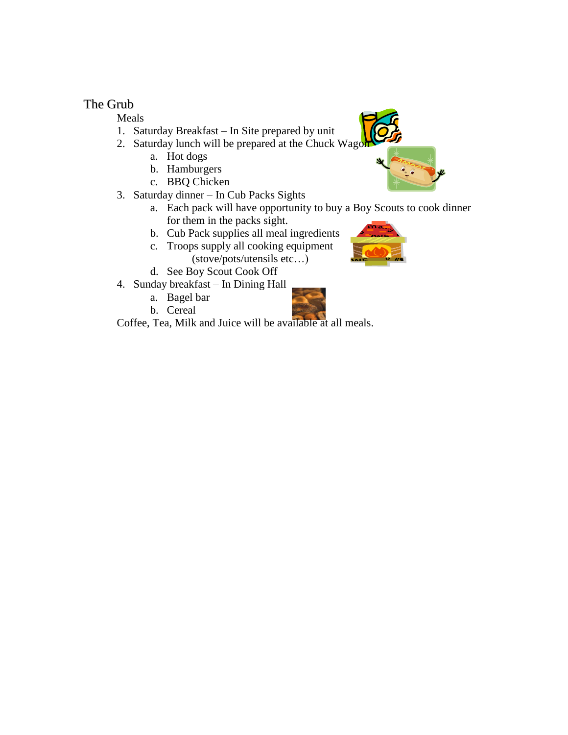# The Grub

Meals

1. Saturday Breakfast – In Site prepared by unit
2. Saturday lunch will be prepared at the Chuck Wagon
    a. Hot dogs
    b. Hamburgers
    c. BBQ Chicken
3. Saturday dinner – In Cub Packs Sights
    a. Each pack will have opportunity to buy a Boy Scouts to cook dinner for them in the packs sight.
    b. Cub Pack supplies all meal ingredients
    c. Troops supply all cooking equipment (stove/pots/utensils etc…)
    d. See Boy Scout Cook Off
4. Sunday breakfast – In Dining Hall
    a. Bagel bar
    b. Cereal

Coffee, Tea, Milk and Juice will be available at all meals.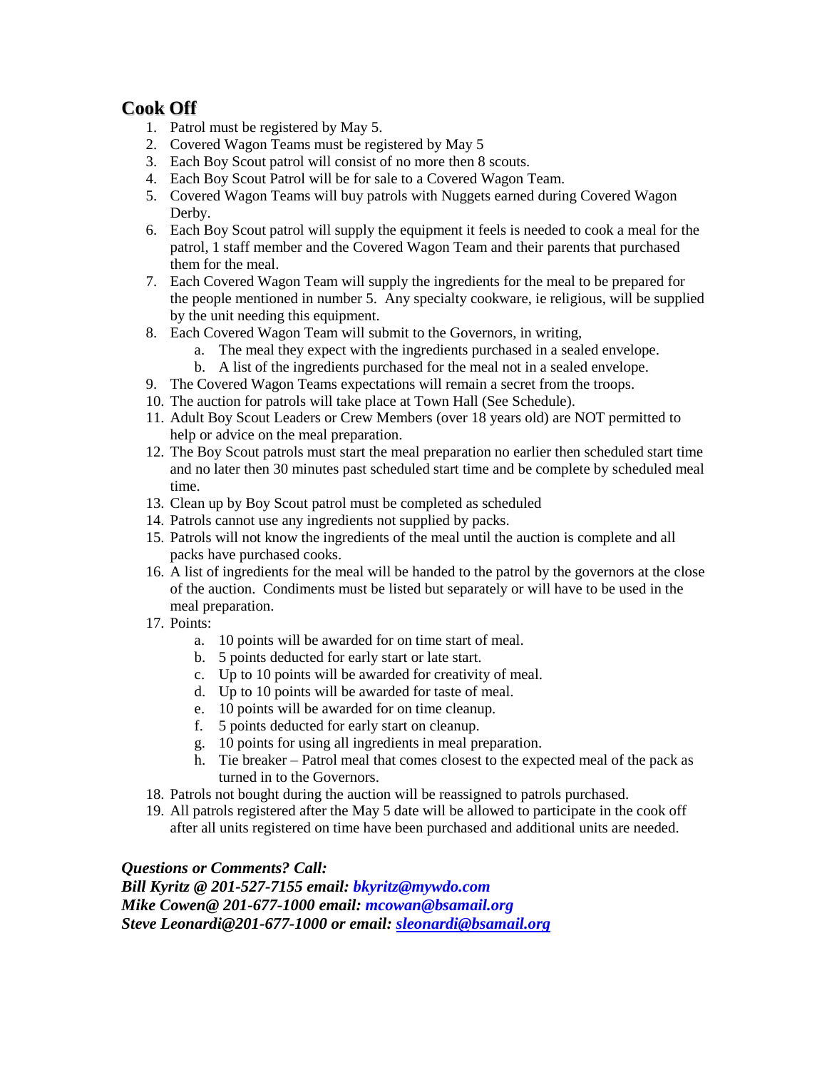## Cook Off

1. Patrol must be registered by May 5.
2. Covered Wagon Teams must be registered by May 5
3. Each Boy Scout patrol will consist of no more then 8 scouts.
4. Each Boy Scout Patrol will be for sale to a Covered Wagon Team.
5. Covered Wagon Teams will buy patrols with Nuggets earned during Covered Wagon Derby.
6. Each Boy Scout patrol will supply the equipment it feels is needed to cook a meal for the patrol, 1 staff member and the Covered Wagon Team and their parents that purchased them for the meal.
7. Each Covered Wagon Team will supply the ingredients for the meal to be prepared for the people mentioned in number 5. Any specialty cookware, ie religious, will be supplied by the unit needing this equipment.
8. Each Covered Wagon Team will submit to the Governors, in writing,
   a. The meal they expect with the ingredients purchased in a sealed envelope.
   b. A list of the ingredients purchased for the meal not in a sealed envelope.
9. The Covered Wagon Teams expectations will remain a secret from the troops.
10. The auction for patrols will take place at Town Hall (See Schedule).
11. Adult Boy Scout Leaders or Crew Members (over 18 years old) are NOT permitted to help or advice on the meal preparation.
12. The Boy Scout patrols must start the meal preparation no earlier then scheduled start time and no later then 30 minutes past scheduled start time and be complete by scheduled meal time.
13. Clean up by Boy Scout patrol must be completed as scheduled
14. Patrols cannot use any ingredients not supplied by packs.
15. Patrols will not know the ingredients of the meal until the auction is complete and all packs have purchased cooks.
16. A list of ingredients for the meal will be handed to the patrol by the governors at the close of the auction. Condiments must be listed but separately or will have to be used in the meal preparation.
17. Points:
    a. 10 points will be awarded for on time start of meal.
    b. 5 points deducted for early start or late start.
    c. Up to 10 points will be awarded for creativity of meal.
    d. Up to 10 points will be awarded for taste of meal.
    e. 10 points will be awarded for on time cleanup.
    f. 5 points deducted for early start on cleanup.
    g. 10 points for using all ingredients in meal preparation.
    h. Tie breaker – Patrol meal that comes closest to the expected meal of the pack as turned in to the Governors.
18. Patrols not bought during the auction will be reassigned to patrols purchased.
19. All patrols registered after the May 5 date will be allowed to participate in the cook off after all units registered on time have been purchased and additional units are needed.

***Questions or Comments? Call:***
***Bill Kyritz @ 201-527-7155 email: bkyritz@mywdo.com***
***Mike Cowen@ 201-677-1000 email: mcowan@bsamail.org***
***Steve Leonardi@201-677-1000 or email: sleonardi@bsamail.org***